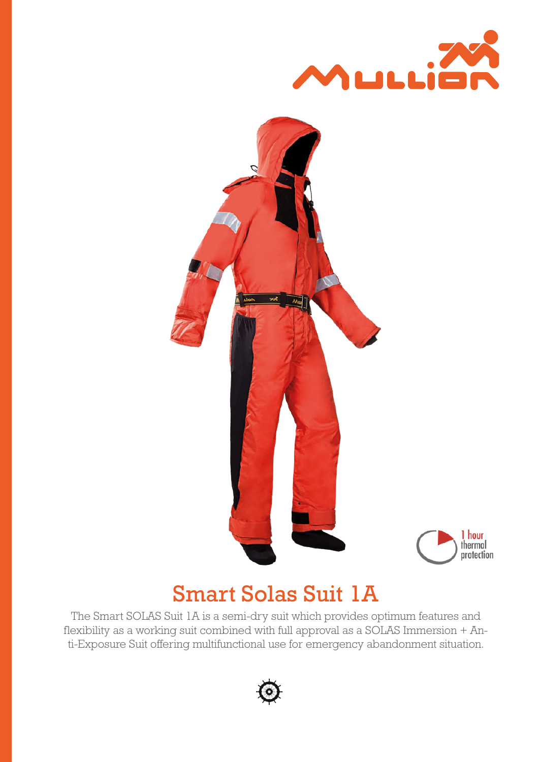1 hour thermal protection

# Smart Solas Suit 1A

The Smart SOLAS Suit 1A is a semi-dry suit which provides optimum features and flexibility as a working suit combined with full approval as a SOLAS Immersion + Anti-Exposure Suit offering multifunctional use for emergency abandonment situation.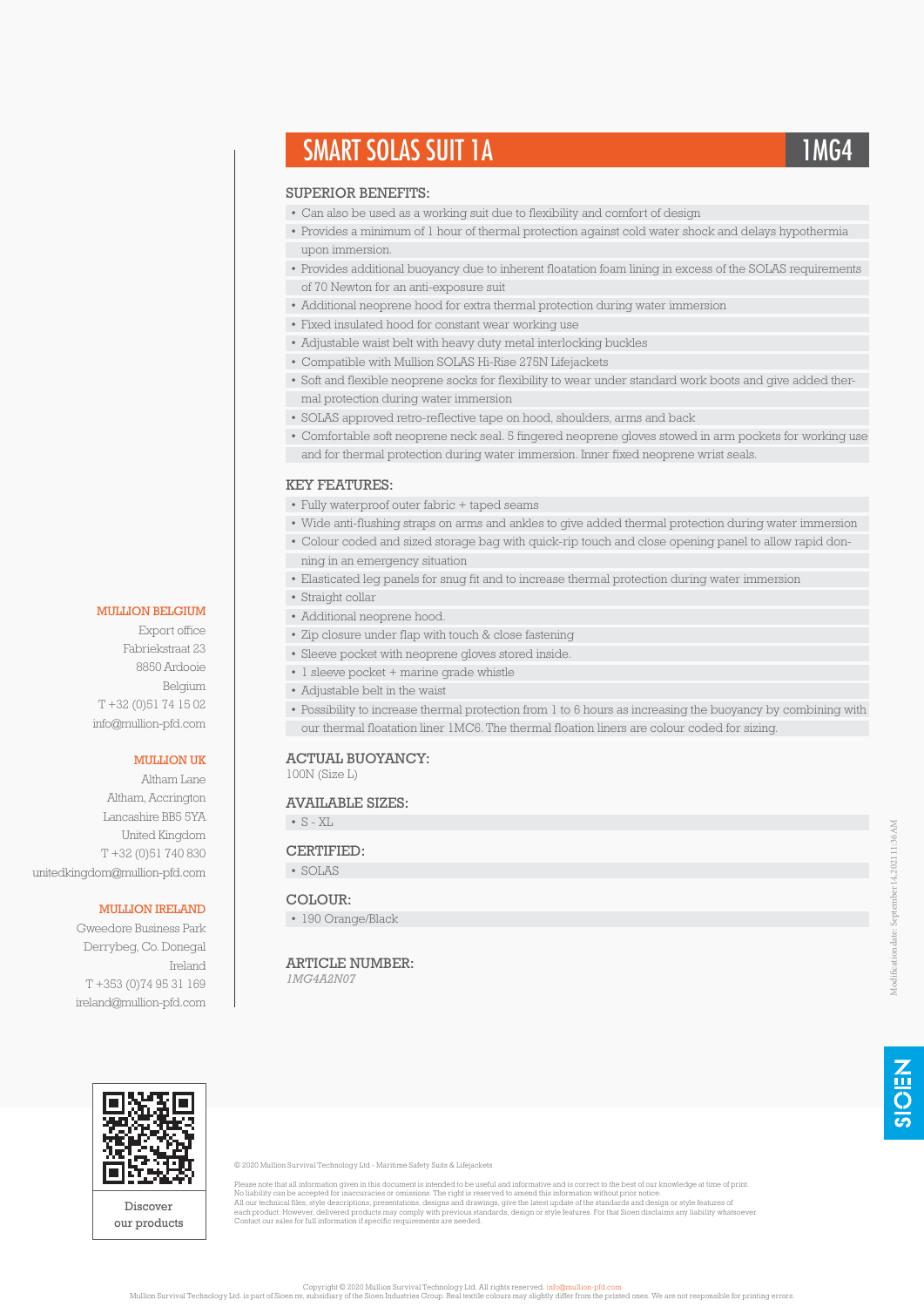# SMART SOLAS SUIT 1A

1MG4

## SUPERIOR BENEFITS:

- Can also be used as a working suit due to flexibility and comfort of design
- Provides a minimum of 1 hour of thermal protection against cold water shock and delays hypothermia upon immersion.
- Provides additional buoyancy due to inherent floatation foam lining in excess of the SOLAS requirements of 70 Newton for an anti-exposure suit
- Additional neoprene hood for extra thermal protection during water immersion
- Fixed insulated hood for constant wear working use
- Adjustable waist belt with heavy duty metal interlocking buckles
- Compatible with Mullion SOLAS Hi-Rise 275N Lifejackets
- Soft and flexible neoprene socks for flexibility to wear under standard work boots and give added thermal protection during water immersion
- SOLAS approved retro-reflective tape on hood, shoulders, arms and back
- Comfortable soft neoprene neck seal. 5 fingered neoprene gloves stowed in arm pockets for working use and for thermal protection during water immersion. Inner fixed neoprene wrist seals.

## KEY FEATURES:

- Fully waterproof outer fabric + taped seams
- Wide anti-flushing straps on arms and ankles to give added thermal protection during water immersion
- Colour coded and sized storage bag with quick-rip touch and close opening panel to allow rapid donning in an emergency situation
- Elasticated leg panels for snug fit and to increase thermal protection during water immersion
- Straight collar
- Additional neoprene hood.
- Zip closure under flap with touch & close fastening
- Sleeve pocket with neoprene gloves stored inside.
- 1 sleeve pocket + marine grade whistle
- Adjustable belt in the waist
- Possibility to increase thermal protection from 1 to 6 hours as increasing the buoyancy by combining with our thermal floatation liner 1MC6. The thermal floation liners are colour coded for sizing.

## ACTUAL BUOYANCY:

100N (Size L)

## AVAILABLE SIZES:

- S - XL

## CERTIFIED:

- SOLAS

## COLOUR:

- 190 Orange/Black

## ARTICLE NUMBER:

*1MG4A2N07*

**MULLION BELGIUM**
Export office
Fabriekstraat 23
8850 Ardooie
Belgium
T +32 (0)51 74 15 02
info@mullion-pfd.com

**MULLION UK**
Altham Lane
Altham, Accrington
Lancashire BB5 5YA
United Kingdom
T +32 (0)51 740 830
unitedkingdom@mullion-pfd.com

**MULLION IRELAND**
Gweedore Business Park
Derrybeg, Co. Donegal
Ireland
T +353 (0)74 95 31 169
ireland@mullion-pfd.com

Modification date: September 14, 2021 11:36 AM

SIOEN

Discover our products

© 2020 Mullion Survival Technology Ltd - Maritime Safety Suits & Lifejackets

Please note that all information given in this document is intended to be useful and informative and is correct to the best of our knowledge at time of print. No liability can be accepted for inaccuracies or omissions. The right is reserved to amend this information without prior notice. All our technical files, style descriptions, presentations, designs and drawings, give the latest update of the standards and design or style features of each product. However, delivered products may comply with previous standards, design or style features. For that Sioen disclaims any liability whatsoever. Contact our sales for full information if specific requirements are needed.

Copyright © 2020 Mullion Survival Technology Ltd. All rights reserved. info@mullion-pfd.com
Mullion Survival Technology Ltd. is part of Sioen nv, subsidiary of the Sioen Industries Group. Real textile colours may slightly differ from the printed ones. We are not responsible for printing errors.